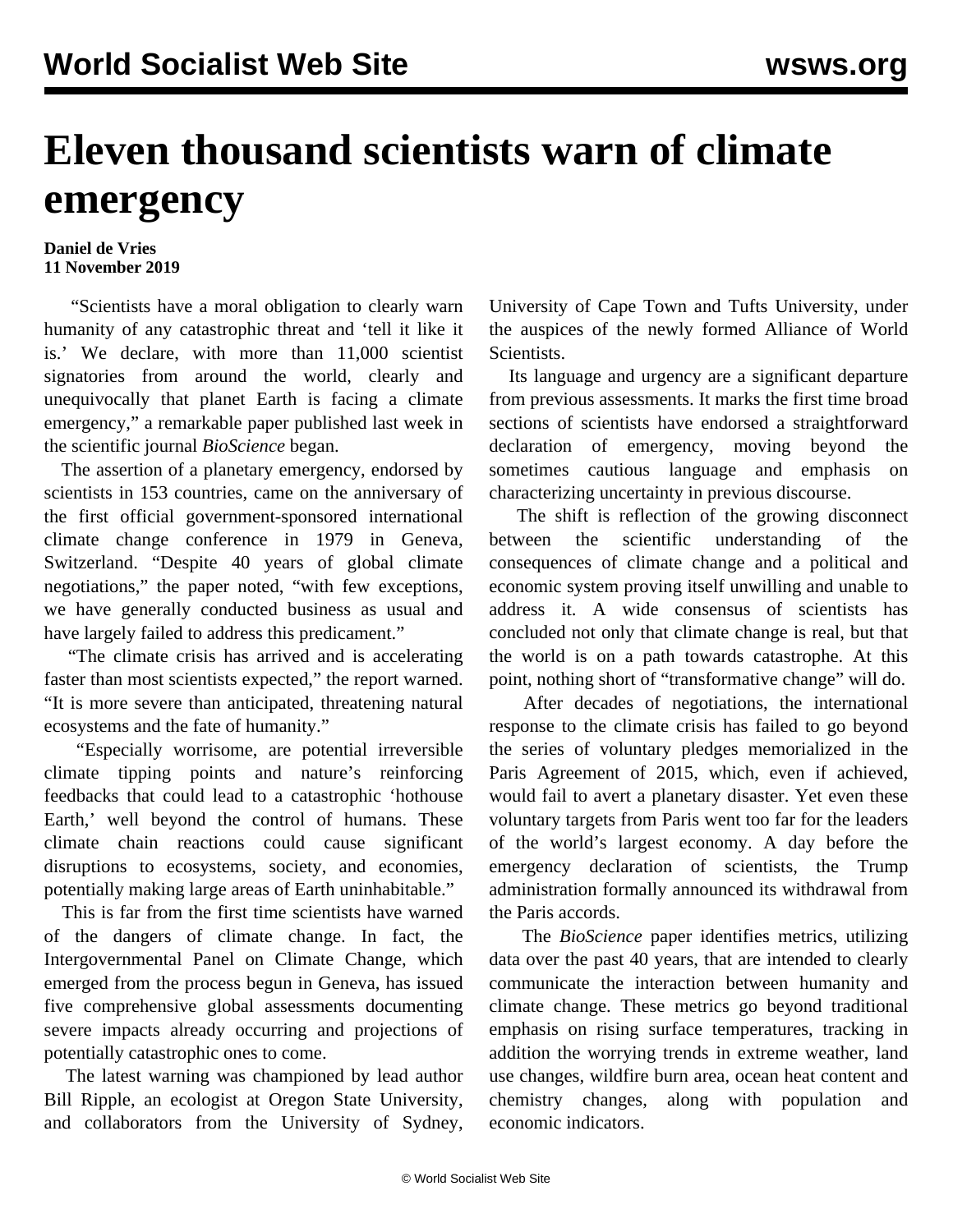# Eleven thousand scientists warn of climate emergency

**Daniel de Vries**
**11 November 2019**

"Scientists have a moral obligation to clearly warn humanity of any catastrophic threat and 'tell it like it is.' We declare, with more than 11,000 scientist signatories from around the world, clearly and unequivocally that planet Earth is facing a climate emergency," a remarkable paper published last week in the scientific journal *BioScience* began.

The assertion of a planetary emergency, endorsed by scientists in 153 countries, came on the anniversary of the first official government-sponsored international climate change conference in 1979 in Geneva, Switzerland. "Despite 40 years of global climate negotiations," the paper noted, "with few exceptions, we have generally conducted business as usual and have largely failed to address this predicament."

"The climate crisis has arrived and is accelerating faster than most scientists expected," the report warned. "It is more severe than anticipated, threatening natural ecosystems and the fate of humanity."

"Especially worrisome, are potential irreversible climate tipping points and nature's reinforcing feedbacks that could lead to a catastrophic 'hothouse Earth,' well beyond the control of humans. These climate chain reactions could cause significant disruptions to ecosystems, society, and economies, potentially making large areas of Earth uninhabitable."

This is far from the first time scientists have warned of the dangers of climate change. In fact, the Intergovernmental Panel on Climate Change, which emerged from the process begun in Geneva, has issued five comprehensive global assessments documenting severe impacts already occurring and projections of potentially catastrophic ones to come.

The latest warning was championed by lead author Bill Ripple, an ecologist at Oregon State University, and collaborators from the University of Sydney, University of Cape Town and Tufts University, under the auspices of the newly formed Alliance of World Scientists.

Its language and urgency are a significant departure from previous assessments. It marks the first time broad sections of scientists have endorsed a straightforward declaration of emergency, moving beyond the sometimes cautious language and emphasis on characterizing uncertainty in previous discourse.

The shift is reflection of the growing disconnect between the scientific understanding of the consequences of climate change and a political and economic system proving itself unwilling and unable to address it. A wide consensus of scientists has concluded not only that climate change is real, but that the world is on a path towards catastrophe. At this point, nothing short of "transformative change" will do.

After decades of negotiations, the international response to the climate crisis has failed to go beyond the series of voluntary pledges memorialized in the Paris Agreement of 2015, which, even if achieved, would fail to avert a planetary disaster. Yet even these voluntary targets from Paris went too far for the leaders of the world's largest economy. A day before the emergency declaration of scientists, the Trump administration formally announced its withdrawal from the Paris accords.

The *BioScience* paper identifies metrics, utilizing data over the past 40 years, that are intended to clearly communicate the interaction between humanity and climate change. These metrics go beyond traditional emphasis on rising surface temperatures, tracking in addition the worrying trends in extreme weather, land use changes, wildfire burn area, ocean heat content and chemistry changes, along with population and economic indicators.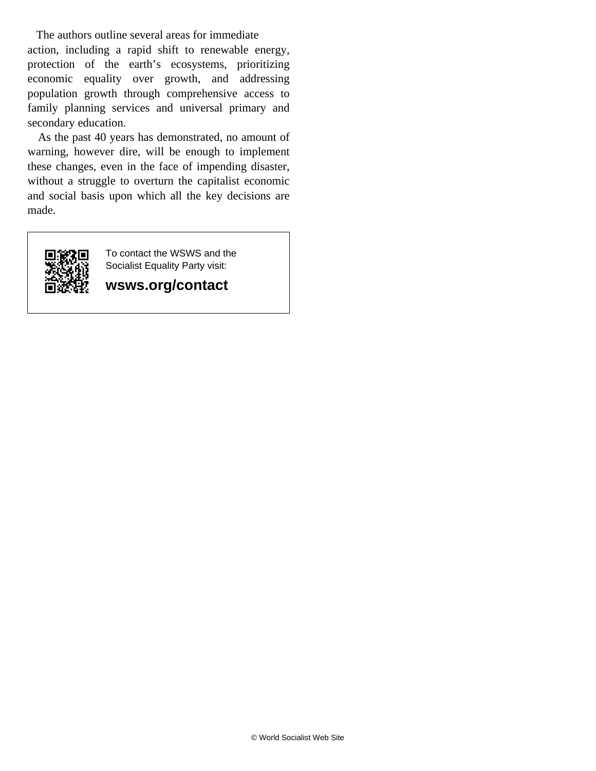The authors outline several areas for immediate action, including a rapid shift to renewable energy, protection of the earth's ecosystems, prioritizing economic equality over growth, and addressing population growth through comprehensive access to family planning services and universal primary and secondary education.

As the past 40 years has demonstrated, no amount of warning, however dire, will be enough to implement these changes, even in the face of impending disaster, without a struggle to overturn the capitalist economic and social basis upon which all the key decisions are made.

To contact the WSWS and the Socialist Equality Party visit:

**wsws.org/contact**

© World Socialist Web Site